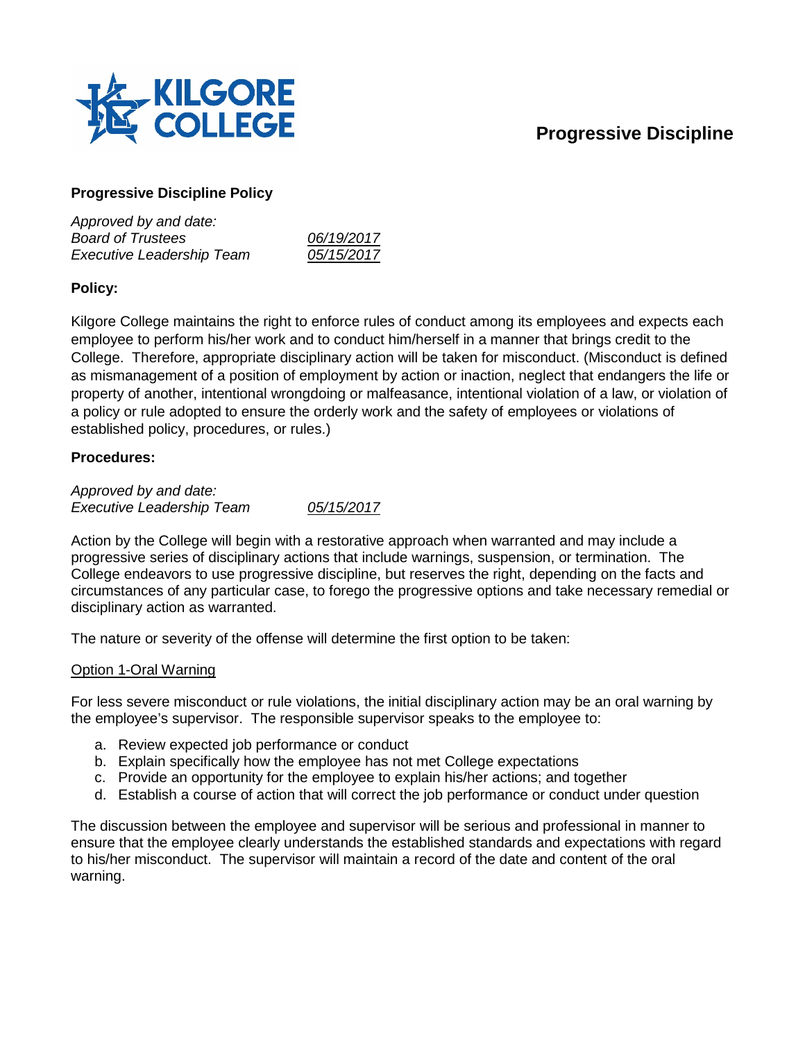# Progressive Discipline

## Progressive Discipline Policy

*Approved by and date:*

| | |
|---|---|
| *Board of Trustees* | *06/19/2017* |
| *Executive Leadership Team* | *05/15/2017* |

### Policy:

Kilgore College maintains the right to enforce rules of conduct among its employees and expects each employee to perform his/her work and to conduct him/herself in a manner that brings credit to the College. Therefore, appropriate disciplinary action will be taken for misconduct. (Misconduct is defined as mismanagement of a position of employment by action or inaction, neglect that endangers the life or property of another, intentional wrongdoing or malfeasance, intentional violation of a law, or violation of a policy or rule adopted to ensure the orderly work and the safety of employees or violations of established policy, procedures, or rules.)

### Procedures:

*Approved by and date:*

| | |
|---|---|
| *Executive Leadership Team* | *05/15/2017* |

Action by the College will begin with a restorative approach when warranted and may include a progressive series of disciplinary actions that include warnings, suspension, or termination. The College endeavors to use progressive discipline, but reserves the right, depending on the facts and circumstances of any particular case, to forego the progressive options and take necessary remedial or disciplinary action as warranted.

The nature or severity of the offense will determine the first option to be taken:

#### Option 1-Oral Warning

For less severe misconduct or rule violations, the initial disciplinary action may be an oral warning by the employee's supervisor. The responsible supervisor speaks to the employee to:

a. Review expected job performance or conduct
b. Explain specifically how the employee has not met College expectations
c. Provide an opportunity for the employee to explain his/her actions; and together
d. Establish a course of action that will correct the job performance or conduct under question

The discussion between the employee and supervisor will be serious and professional in manner to ensure that the employee clearly understands the established standards and expectations with regard to his/her misconduct. The supervisor will maintain a record of the date and content of the oral warning.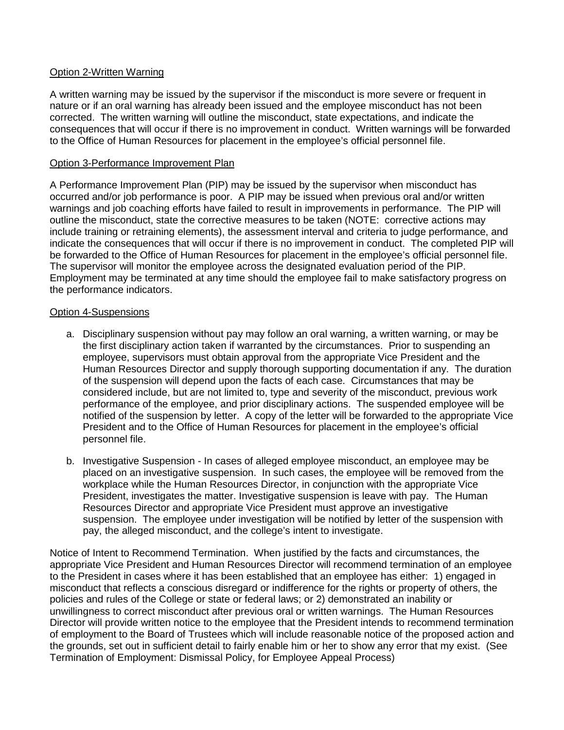Option 2-Written Warning

A written warning may be issued by the supervisor if the misconduct is more severe or frequent in nature or if an oral warning has already been issued and the employee misconduct has not been corrected. The written warning will outline the misconduct, state expectations, and indicate the consequences that will occur if there is no improvement in conduct. Written warnings will be forwarded to the Office of Human Resources for placement in the employee's official personnel file.

Option 3-Performance Improvement Plan

A Performance Improvement Plan (PIP) may be issued by the supervisor when misconduct has occurred and/or job performance is poor. A PIP may be issued when previous oral and/or written warnings and job coaching efforts have failed to result in improvements in performance. The PIP will outline the misconduct, state the corrective measures to be taken (NOTE: corrective actions may include training or retraining elements), the assessment interval and criteria to judge performance, and indicate the consequences that will occur if there is no improvement in conduct. The completed PIP will be forwarded to the Office of Human Resources for placement in the employee's official personnel file. The supervisor will monitor the employee across the designated evaluation period of the PIP. Employment may be terminated at any time should the employee fail to make satisfactory progress on the performance indicators.

Option 4-Suspensions

a. Disciplinary suspension without pay may follow an oral warning, a written warning, or may be the first disciplinary action taken if warranted by the circumstances. Prior to suspending an employee, supervisors must obtain approval from the appropriate Vice President and the Human Resources Director and supply thorough supporting documentation if any. The duration of the suspension will depend upon the facts of each case. Circumstances that may be considered include, but are not limited to, type and severity of the misconduct, previous work performance of the employee, and prior disciplinary actions. The suspended employee will be notified of the suspension by letter. A copy of the letter will be forwarded to the appropriate Vice President and to the Office of Human Resources for placement in the employee's official personnel file.

b. Investigative Suspension - In cases of alleged employee misconduct, an employee may be placed on an investigative suspension. In such cases, the employee will be removed from the workplace while the Human Resources Director, in conjunction with the appropriate Vice President, investigates the matter. Investigative suspension is leave with pay. The Human Resources Director and appropriate Vice President must approve an investigative suspension. The employee under investigation will be notified by letter of the suspension with pay, the alleged misconduct, and the college's intent to investigate.

Notice of Intent to Recommend Termination. When justified by the facts and circumstances, the appropriate Vice President and Human Resources Director will recommend termination of an employee to the President in cases where it has been established that an employee has either: 1) engaged in misconduct that reflects a conscious disregard or indifference for the rights or property of others, the policies and rules of the College or state or federal laws; or 2) demonstrated an inability or unwillingness to correct misconduct after previous oral or written warnings. The Human Resources Director will provide written notice to the employee that the President intends to recommend termination of employment to the Board of Trustees which will include reasonable notice of the proposed action and the grounds, set out in sufficient detail to fairly enable him or her to show any error that my exist. (See Termination of Employment: Dismissal Policy, for Employee Appeal Process)